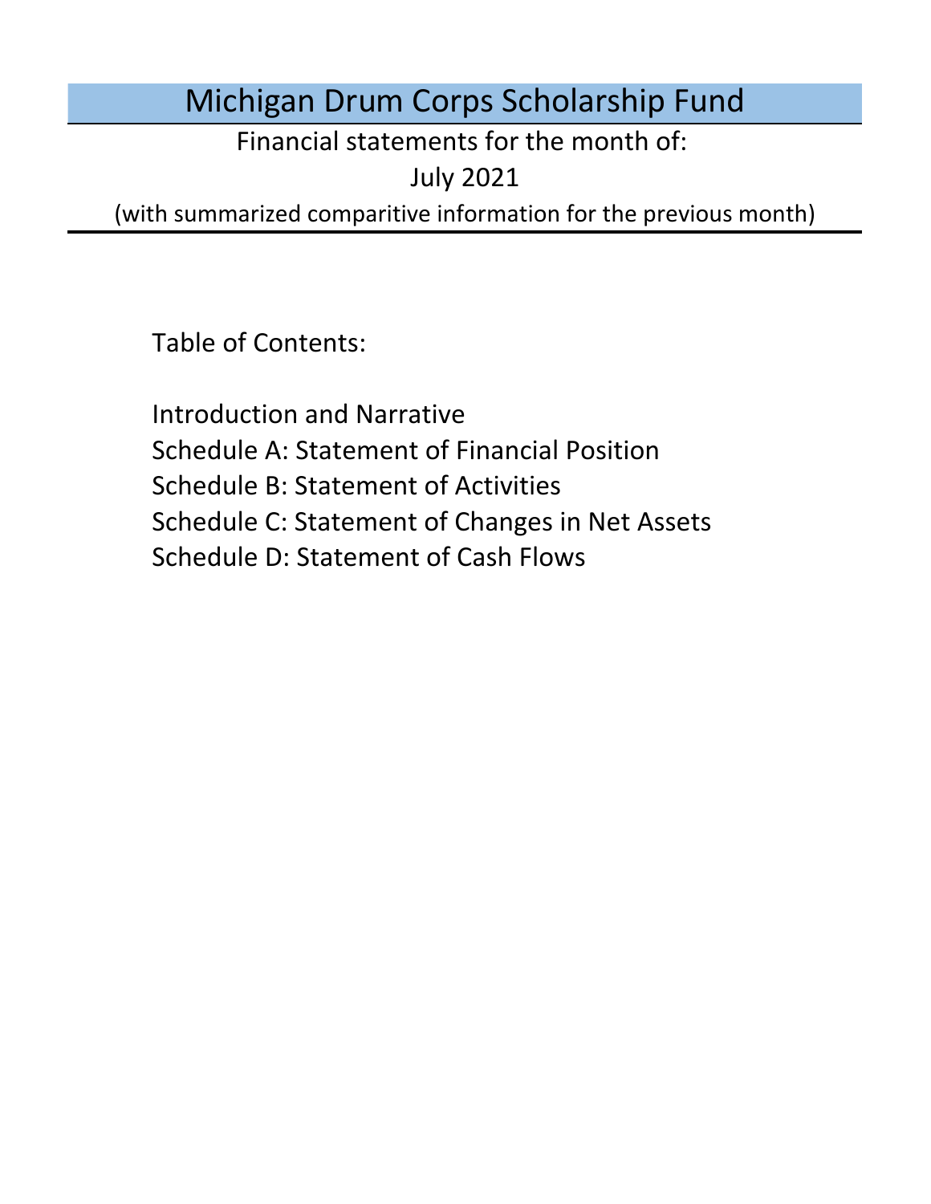# Michigan Drum Corps Scholarship Fund

Financial statements for the month of:

July 2021

(with summarized comparitive information for the previous month)

Table of Contents:

- Introduction and Narrative
- Schedule A: Statement of Financial Position
- Schedule B: Statement of Activities
- Schedule C: Statement of Changes in Net Assets
- Schedule D: Statement of Cash Flows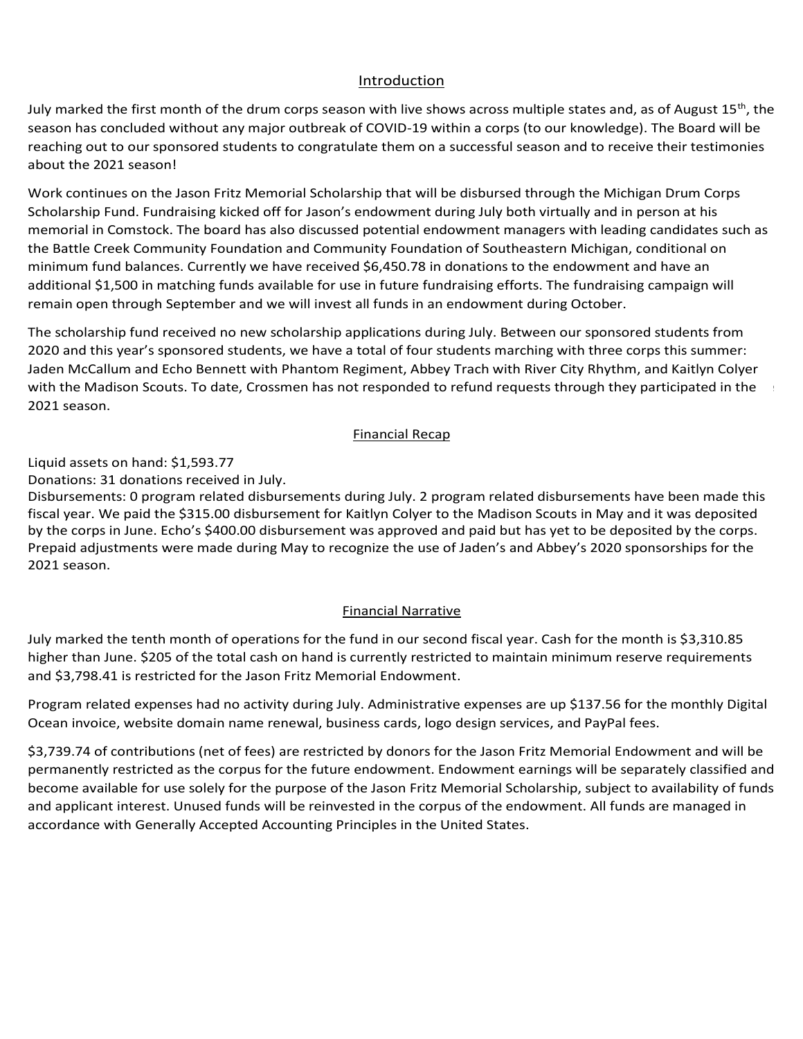## Introduction

July marked the first month of the drum corps season with live shows across multiple states and, as of August 15th, the season has concluded without any major outbreak of COVID-19 within a corps (to our knowledge). The Board will be reaching out to our sponsored students to congratulate them on a successful season and to receive their testimonies about the 2021 season!

Work continues on the Jason Fritz Memorial Scholarship that will be disbursed through the Michigan Drum Corps Scholarship Fund. Fundraising kicked off for Jason's endowment during July both virtually and in person at his memorial in Comstock. The board has also discussed potential endowment managers with leading candidates such as the Battle Creek Community Foundation and Community Foundation of Southeastern Michigan, conditional on minimum fund balances. Currently we have received $6,450.78 in donations to the endowment and have an additional $1,500 in matching funds available for use in future fundraising efforts. The fundraising campaign will remain open through September and we will invest all funds in an endowment during October.

The scholarship fund received no new scholarship applications during July. Between our sponsored students from 2020 and this year's sponsored students, we have a total of four students marching with three corps this summer: Jaden McCallum and Echo Bennett with Phantom Regiment, Abbey Trach with River City Rhythm, and Kaitlyn Colyer with the Madison Scouts. To date, Crossmen has not responded to refund requests through they participated in the 2021 season.

## Financial Recap

Liquid assets on hand: $1,593.77
Donations: 31 donations received in July.
Disbursements: 0 program related disbursements during July. 2 program related disbursements have been made this fiscal year. We paid the $315.00 disbursement for Kaitlyn Colyer to the Madison Scouts in May and it was deposited by the corps in June. Echo's $400.00 disbursement was approved and paid but has yet to be deposited by the corps. Prepaid adjustments were made during May to recognize the use of Jaden's and Abbey's 2020 sponsorships for the 2021 season.

## Financial Narrative

July marked the tenth month of operations for the fund in our second fiscal year. Cash for the month is $3,310.85 higher than June. $205 of the total cash on hand is currently restricted to maintain minimum reserve requirements and $3,798.41 is restricted for the Jason Fritz Memorial Endowment.

Program related expenses had no activity during July. Administrative expenses are up $137.56 for the monthly Digital Ocean invoice, website domain name renewal, business cards, logo design services, and PayPal fees.

$3,739.74 of contributions (net of fees) are restricted by donors for the Jason Fritz Memorial Endowment and will be permanently restricted as the corpus for the future endowment. Endowment earnings will be separately classified and become available for use solely for the purpose of the Jason Fritz Memorial Scholarship, subject to availability of funds and applicant interest. Unused funds will be reinvested in the corpus of the endowment. All funds are managed in accordance with Generally Accepted Accounting Principles in the United States.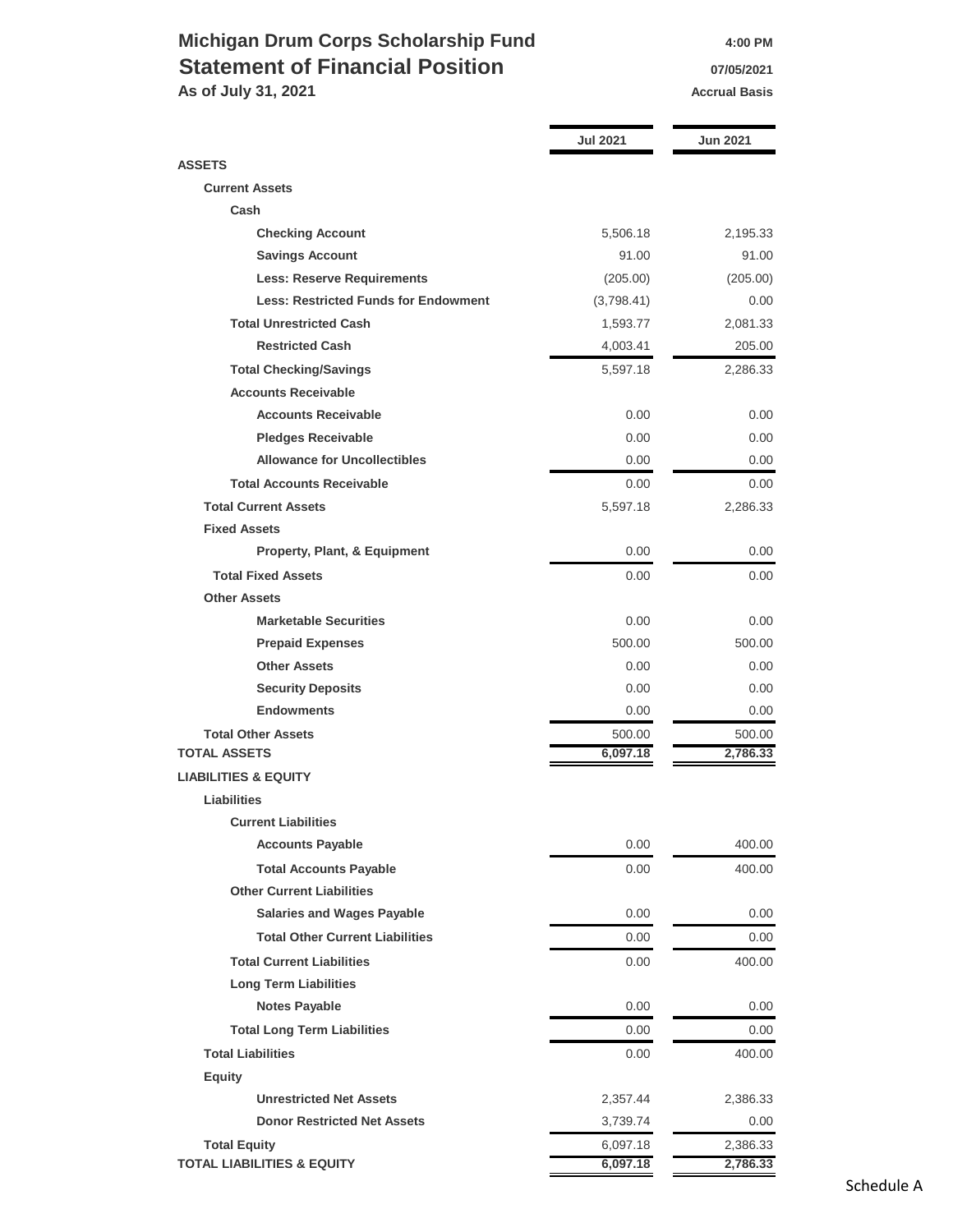# Michigan Drum Corps Scholarship Fund

## Statement of Financial Position

**As of July 31, 2021**

4:00 PM
07/05/2021
Accrual Basis

| | Jul 2021 | Jun 2021 |
|---|---|---|
| **ASSETS** | | |
| **Current Assets** | | |
| **Cash** | | |
| **Checking Account** | 5,506.18 | 2,195.33 |
| **Savings Account** | 91.00 | 91.00 |
| **Less: Reserve Requirements** | (205.00) | (205.00) |
| **Less: Restricted Funds for Endowment** | (3,798.41) | 0.00 |
| **Total Unrestricted Cash** | 1,593.77 | 2,081.33 |
| **Restricted Cash** | 4,003.41 | 205.00 |
| **Total Checking/Savings** | 5,597.18 | 2,286.33 |
| **Accounts Receivable** | | |
| **Accounts Receivable** | 0.00 | 0.00 |
| **Pledges Receivable** | 0.00 | 0.00 |
| **Allowance for Uncollectibles** | 0.00 | 0.00 |
| **Total Accounts Receivable** | 0.00 | 0.00 |
| **Total Current Assets** | 5,597.18 | 2,286.33 |
| **Fixed Assets** | | |
| **Property, Plant, & Equipment** | 0.00 | 0.00 |
| **Total Fixed Assets** | 0.00 | 0.00 |
| **Other Assets** | | |
| **Marketable Securities** | 0.00 | 0.00 |
| **Prepaid Expenses** | 500.00 | 500.00 |
| **Other Assets** | 0.00 | 0.00 |
| **Security Deposits** | 0.00 | 0.00 |
| **Endowments** | 0.00 | 0.00 |
| **Total Other Assets** | 500.00 | 500.00 |
| **TOTAL ASSETS** | **6,097.18** | **2,786.33** |
| **LIABILITIES & EQUITY** | | |
| **Liabilities** | | |
| **Current Liabilities** | | |
| **Accounts Payable** | 0.00 | 400.00 |
| **Total Accounts Payable** | 0.00 | 400.00 |
| **Other Current Liabilities** | | |
| **Salaries and Wages Payable** | 0.00 | 0.00 |
| **Total Other Current Liabilities** | 0.00 | 0.00 |
| **Total Current Liabilities** | 0.00 | 400.00 |
| **Long Term Liabilities** | | |
| **Notes Payable** | 0.00 | 0.00 |
| **Total Long Term Liabilities** | 0.00 | 0.00 |
| **Total Liabilities** | 0.00 | 400.00 |
| **Equity** | | |
| **Unrestricted Net Assets** | 2,357.44 | 2,386.33 |
| **Donor Restricted Net Assets** | 3,739.74 | 0.00 |
| **Total Equity** | 6,097.18 | 2,386.33 |
| **TOTAL LIABILITIES & EQUITY** | **6,097.18** | **2,786.33** |

Schedule A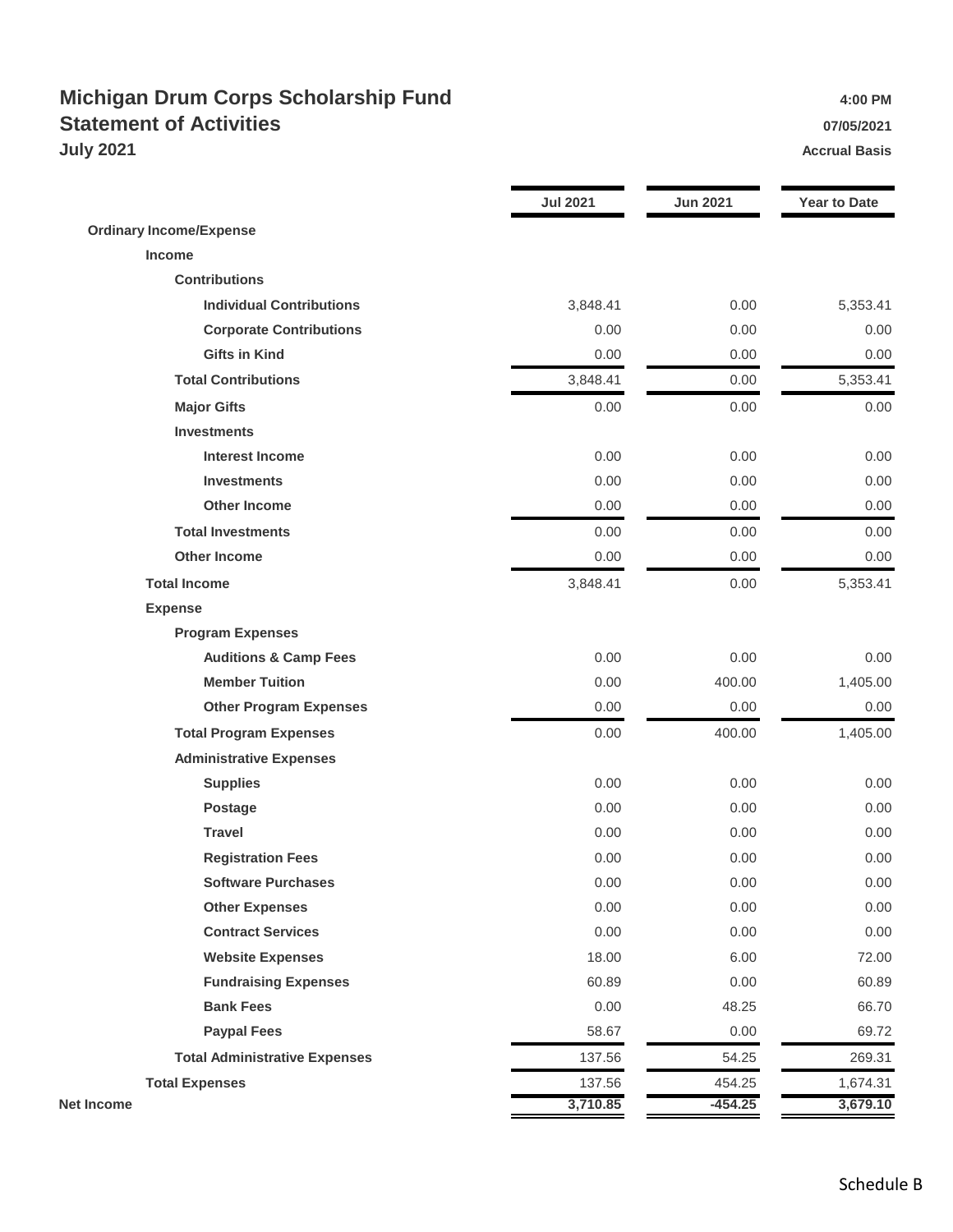# Michigan Drum Corps Scholarship Fund
## Statement of Activities
### July 2021

4:00 PM
07/05/2021
Accrual Basis

| | Jul 2021 | Jun 2021 | Year to Date |
|---|---|---|---|
| **Ordinary Income/Expense** | | | |
| **Income** | | | |
| **Contributions** | | | |
| **Individual Contributions** | 3,848.41 | 0.00 | 5,353.41 |
| **Corporate Contributions** | 0.00 | 0.00 | 0.00 |
| **Gifts in Kind** | 0.00 | 0.00 | 0.00 |
| **Total Contributions** | 3,848.41 | 0.00 | 5,353.41 |
| **Major Gifts** | 0.00 | 0.00 | 0.00 |
| **Investments** | | | |
| **Interest Income** | 0.00 | 0.00 | 0.00 |
| **Investments** | 0.00 | 0.00 | 0.00 |
| **Other Income** | 0.00 | 0.00 | 0.00 |
| **Total Investments** | 0.00 | 0.00 | 0.00 |
| **Other Income** | 0.00 | 0.00 | 0.00 |
| **Total Income** | 3,848.41 | 0.00 | 5,353.41 |
| **Expense** | | | |
| **Program Expenses** | | | |
| **Auditions & Camp Fees** | 0.00 | 0.00 | 0.00 |
| **Member Tuition** | 0.00 | 400.00 | 1,405.00 |
| **Other Program Expenses** | 0.00 | 0.00 | 0.00 |
| **Total Program Expenses** | 0.00 | 400.00 | 1,405.00 |
| **Administrative Expenses** | | | |
| **Supplies** | 0.00 | 0.00 | 0.00 |
| **Postage** | 0.00 | 0.00 | 0.00 |
| **Travel** | 0.00 | 0.00 | 0.00 |
| **Registration Fees** | 0.00 | 0.00 | 0.00 |
| **Software Purchases** | 0.00 | 0.00 | 0.00 |
| **Other Expenses** | 0.00 | 0.00 | 0.00 |
| **Contract Services** | 0.00 | 0.00 | 0.00 |
| **Website Expenses** | 18.00 | 6.00 | 72.00 |
| **Fundraising Expenses** | 60.89 | 0.00 | 60.89 |
| **Bank Fees** | 0.00 | 48.25 | 66.70 |
| **Paypal Fees** | 58.67 | 0.00 | 69.72 |
| **Total Administrative Expenses** | 137.56 | 54.25 | 269.31 |
| **Total Expenses** | 137.56 | 454.25 | 1,674.31 |
| **Net Income** | **3,710.85** | **-454.25** | **3,679.10** |

Schedule B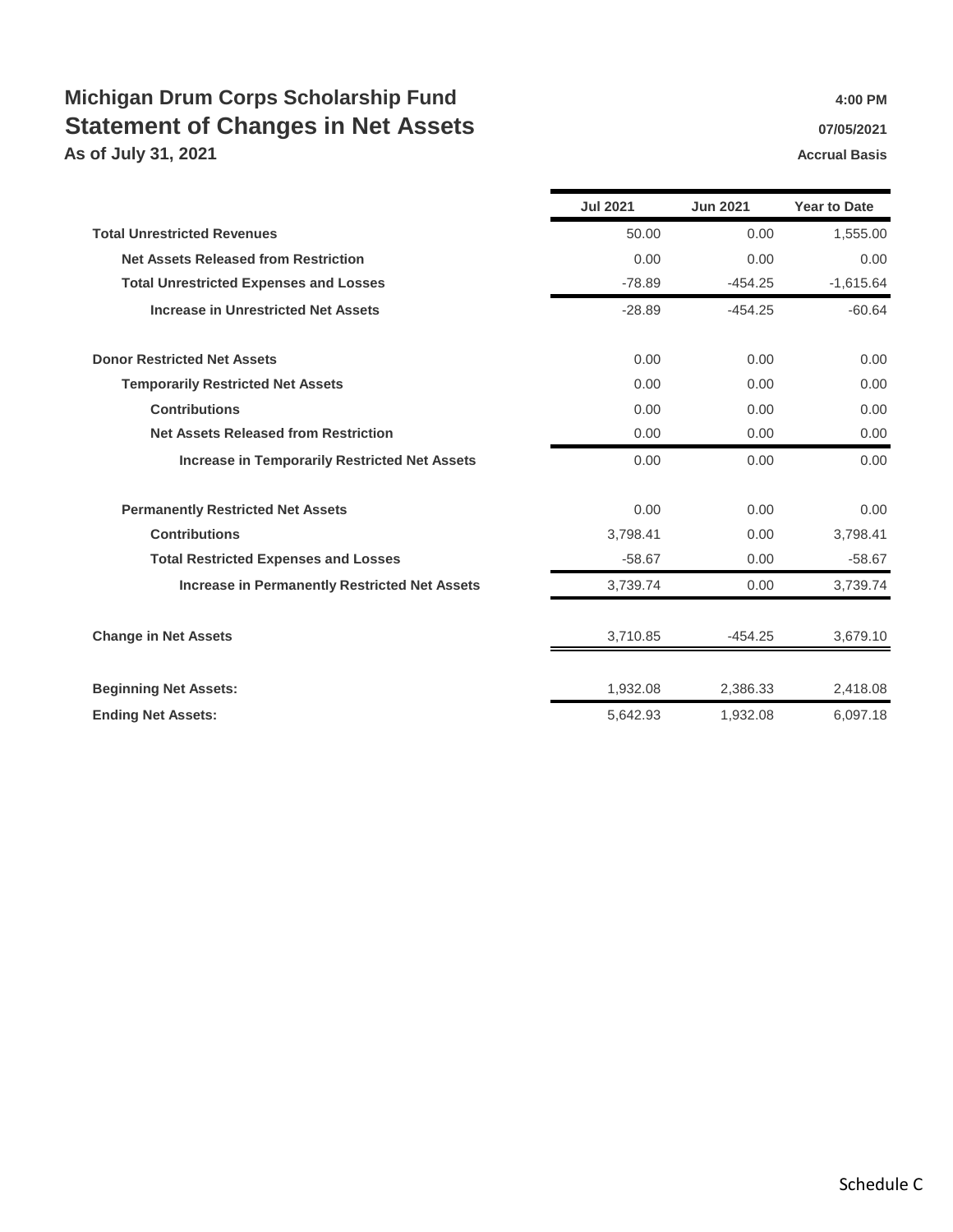# Michigan Drum Corps Scholarship Fund

## Statement of Changes in Net Assets

### As of July 31, 2021

4:00 PM

07/05/2021

Accrual Basis

| | Jul 2021 | Jun 2021 | Year to Date |
|---|---|---|---|
| **Total Unrestricted Revenues** | 50.00 | 0.00 | 1,555.00 |
| **Net Assets Released from Restriction** | 0.00 | 0.00 | 0.00 |
| **Total Unrestricted Expenses and Losses** | -78.89 | -454.25 | -1,615.64 |
| **Increase in Unrestricted Net Assets** | -28.89 | -454.25 | -60.64 |
| | | | |
| **Donor Restricted Net Assets** | 0.00 | 0.00 | 0.00 |
| **Temporarily Restricted Net Assets** | 0.00 | 0.00 | 0.00 |
| **Contributions** | 0.00 | 0.00 | 0.00 |
| **Net Assets Released from Restriction** | 0.00 | 0.00 | 0.00 |
| **Increase in Temporarily Restricted Net Assets** | 0.00 | 0.00 | 0.00 |
| | | | |
| **Permanently Restricted Net Assets** | 0.00 | 0.00 | 0.00 |
| **Contributions** | 3,798.41 | 0.00 | 3,798.41 |
| **Total Restricted Expenses and Losses** | -58.67 | 0.00 | -58.67 |
| **Increase in Permanently Restricted Net Assets** | 3,739.74 | 0.00 | 3,739.74 |
| | | | |
| **Change in Net Assets** | 3,710.85 | -454.25 | 3,679.10 |
| | | | |
| **Beginning Net Assets:** | 1,932.08 | 2,386.33 | 2,418.08 |
| **Ending Net Assets:** | 5,642.93 | 1,932.08 | 6,097.18 |

Schedule C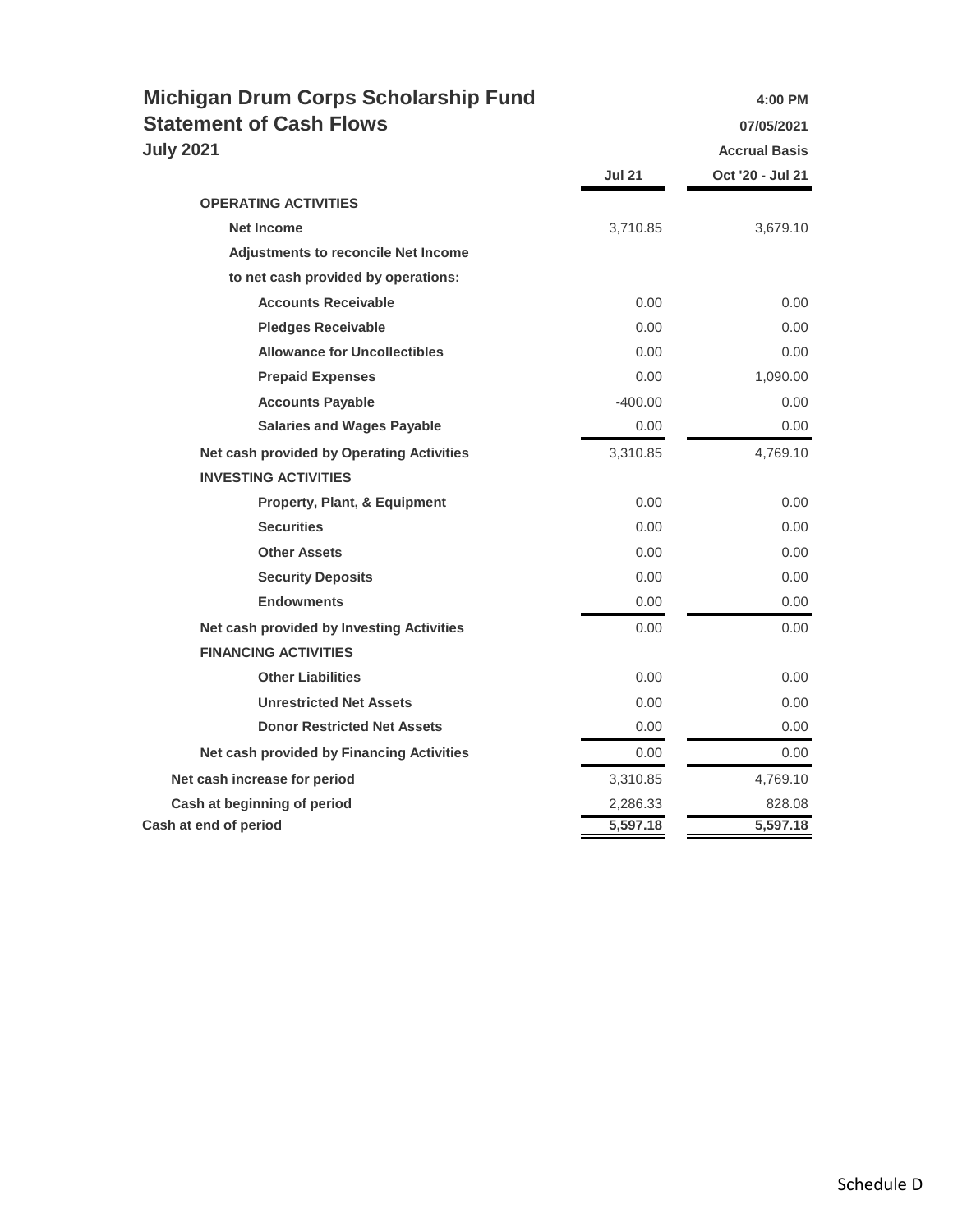# Michigan Drum Corps Scholarship Fund

## Statement of Cash Flows

### July 2021

4:00 PM
07/05/2021
Accrual Basis

| | Jul 21 | Oct '20 - Jul 21 |
|---|---|---|
| **OPERATING ACTIVITIES** | | |
| **Net Income** | 3,710.85 | 3,679.10 |
| **Adjustments to reconcile Net Income to net cash provided by operations:** | | |
| **Accounts Receivable** | 0.00 | 0.00 |
| **Pledges Receivable** | 0.00 | 0.00 |
| **Allowance for Uncollectibles** | 0.00 | 0.00 |
| **Prepaid Expenses** | 0.00 | 1,090.00 |
| **Accounts Payable** | -400.00 | 0.00 |
| **Salaries and Wages Payable** | 0.00 | 0.00 |
| **Net cash provided by Operating Activities** | 3,310.85 | 4,769.10 |
| **INVESTING ACTIVITIES** | | |
| **Property, Plant, & Equipment** | 0.00 | 0.00 |
| **Securities** | 0.00 | 0.00 |
| **Other Assets** | 0.00 | 0.00 |
| **Security Deposits** | 0.00 | 0.00 |
| **Endowments** | 0.00 | 0.00 |
| **Net cash provided by Investing Activities** | 0.00 | 0.00 |
| **FINANCING ACTIVITIES** | | |
| **Other Liabilities** | 0.00 | 0.00 |
| **Unrestricted Net Assets** | 0.00 | 0.00 |
| **Donor Restricted Net Assets** | 0.00 | 0.00 |
| **Net cash provided by Financing Activities** | 0.00 | 0.00 |
| **Net cash increase for period** | 3,310.85 | 4,769.10 |
| **Cash at beginning of period** | 2,286.33 | 828.08 |
| **Cash at end of period** | **5,597.18** | **5,597.18** |

Schedule D